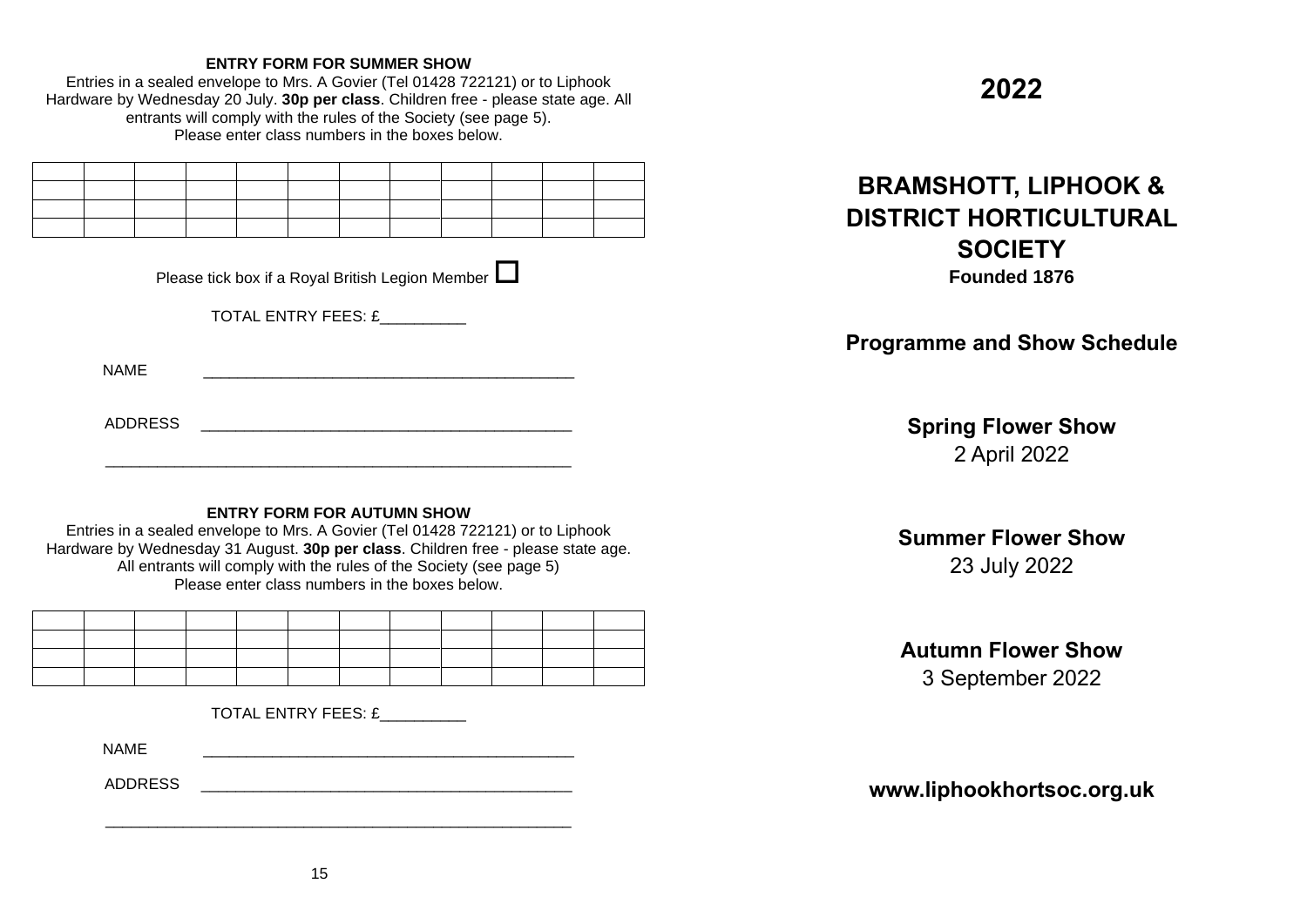**ENTRY FORM FOR SUMMER SHOW**

Entries in a sealed envelope to Mrs. A Govier (Tel 01428 722121) or to Liphook Hardware by Wednesday 20 July. **30p per class**. Children free - please state age. All entrants will comply with the rules of the Society (see page 5).
Please enter class numbers in the boxes below.

| | | | | | | | | | | | |
|---|---|---|---|---|---|---|---|---|---|---|---|
| | | | | | | | | | | | |
| | | | | | | | | | | | |
| | | | | | | | | | | | |

Please tick box if a Royal British Legion Member ☐

TOTAL ENTRY FEES: £__________

NAME ___________________________________________

ADDRESS ___________________________________________

______________________________________________________

**ENTRY FORM FOR AUTUMN SHOW**

Entries in a sealed envelope to Mrs. A Govier (Tel 01428 722121) or to Liphook Hardware by Wednesday 31 August. **30p per class**. Children free - please state age. All entrants will comply with the rules of the Society (see page 5)
Please enter class numbers in the boxes below.

| | | | | | | | | | | | |
|---|---|---|---|---|---|---|---|---|---|---|---|
| | | | | | | | | | | | |
| | | | | | | | | | | | |
| | | | | | | | | | | | |

TOTAL ENTRY FEES: £__________

NAME ___________________________________________

ADDRESS ___________________________________________

______________________________________________________

# 2022

# BRAMSHOTT, LIPHOOK & DISTRICT HORTICULTURAL SOCIETY

**Founded 1876**

## Programme and Show Schedule

**Spring Flower Show**
2 April 2022

**Summer Flower Show**
23 July 2022

**Autumn Flower Show**
3 September 2022

**www.liphookhortsoc.org.uk**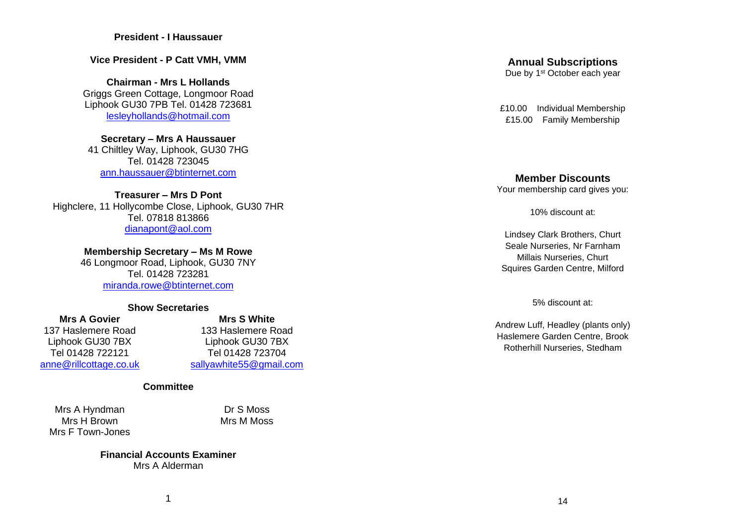**President - I Haussauer**

**Vice President - P Catt VMH, VMM**

**Chairman - Mrs L Hollands**
Griggs Green Cottage, Longmoor Road
Liphook GU30 7PB Tel. 01428 723681
lesleyhollands@hotmail.com

**Secretary – Mrs A Haussauer**
41 Chiltley Way, Liphook, GU30 7HG
Tel. 01428 723045
ann.haussauer@btinternet.com

**Treasurer – Mrs D Pont**
Highclere, 11 Hollycombe Close, Liphook, GU30 7HR
Tel. 07818 813866
dianapont@aol.com

**Membership Secretary – Ms M Rowe**
46 Longmoor Road, Liphook, GU30 7NY
Tel. 01428 723281
miranda.rowe@btinternet.com

**Show Secretaries**

**Mrs A Govier**
137 Haslemere Road
Liphook GU30 7BX
Tel 01428 722121
anne@rillcottage.co.uk

**Mrs S White**
133 Haslemere Road
Liphook GU30 7BX
Tel 01428 723704
sallyawhite55@gmail.com

**Committee**

Mrs A Hyndman
Mrs H Brown
Mrs F Town-Jones
Dr S Moss
Mrs M Moss

**Financial Accounts Examiner**
Mrs A Alderman

## Annual Subscriptions

Due by 1st October each year

£10.00 Individual Membership
£15.00 Family Membership

## Member Discounts

Your membership card gives you:

10% discount at:

Lindsey Clark Brothers, Churt
Seale Nurseries, Nr Farnham
Millais Nurseries, Churt
Squires Garden Centre, Milford

5% discount at:

Andrew Luff, Headley (plants only)
Haslemere Garden Centre, Brook
Rotherhill Nurseries, Stedham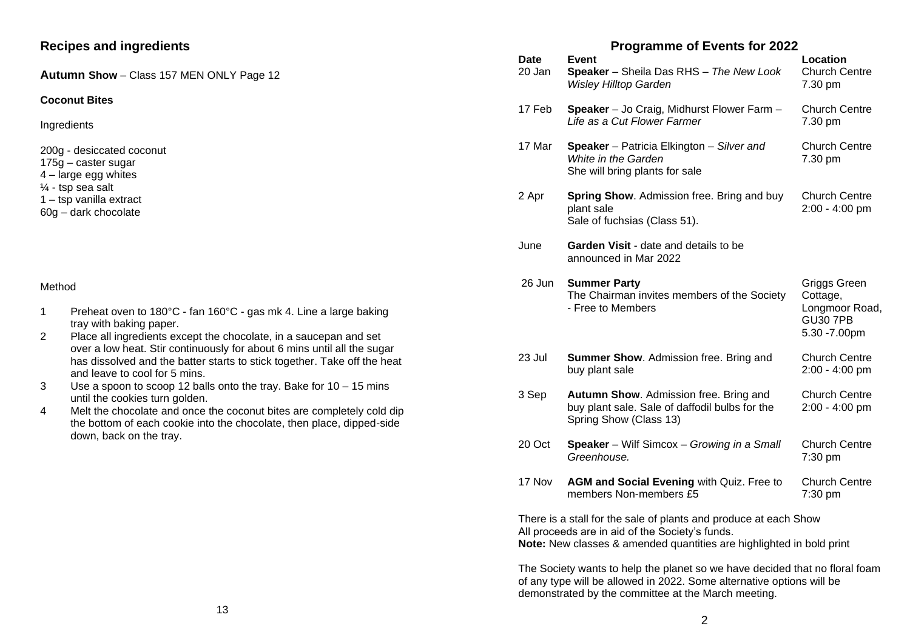## Recipes and ingredients

**Autumn Show** – Class 157 MEN ONLY Page 12

**Coconut Bites**

Ingredients

200g - desiccated coconut
175g – caster sugar
4 – large egg whites
¼ - tsp sea salt
1 – tsp vanilla extract
60g – dark chocolate

Method

1. Preheat oven to 180°C - fan 160°C - gas mk 4. Line a large baking tray with baking paper.
2. Place all ingredients except the chocolate, in a saucepan and set over a low heat. Stir continuously for about 6 mins until all the sugar has dissolved and the batter starts to stick together. Take off the heat and leave to cool for 5 mins.
3. Use a spoon to scoop 12 balls onto the tray. Bake for 10 – 15 mins until the cookies turn golden.
4. Melt the chocolate and once the coconut bites are completely cold dip the bottom of each cookie into the chocolate, then place, dipped-side down, back on the tray.

## Programme of Events for 2022

| Date | Event | Location |
|---|---|---|
| 20 Jan | **Speaker** – Sheila Das RHS – *The New Look Wisley Hilltop Garden* | Church Centre 7.30 pm |
| 17 Feb | **Speaker** – Jo Craig, Midhurst Flower Farm – *Life as a Cut Flower Farmer* | Church Centre 7.30 pm |
| 17 Mar | **Speaker** – Patricia Elkington – *Silver and White in the Garden* She will bring plants for sale | Church Centre 7.30 pm |
| 2 Apr | **Spring Show**. Admission free. Bring and buy plant sale Sale of fuchsias (Class 51). | Church Centre 2:00 - 4:00 pm |
| June | **Garden Visit** - date and details to be announced in Mar 2022 | |
| 26 Jun | **Summer Party** The Chairman invites members of the Society - Free to Members | Griggs Green Cottage, Longmoor Road, GU30 7PB 5.30 -7.00pm |
| 23 Jul | **Summer Show**. Admission free. Bring and buy plant sale | Church Centre 2:00 - 4:00 pm |
| 3 Sep | **Autumn Show**. Admission free. Bring and buy plant sale. Sale of daffodil bulbs for the Spring Show (Class 13) | Church Centre 2:00 - 4:00 pm |
| 20 Oct | **Speaker** – Wilf Simcox – *Growing in a Small Greenhouse.* | Church Centre 7:30 pm |
| 17 Nov | **AGM and Social Evening** with Quiz. Free to members Non-members £5 | Church Centre 7:30 pm |

There is a stall for the sale of plants and produce at each Show
All proceeds are in aid of the Society's funds.
**Note:** New classes & amended quantities are highlighted in bold print

The Society wants to help the planet so we have decided that no floral foam of any type will be allowed in 2022. Some alternative options will be demonstrated by the committee at the March meeting.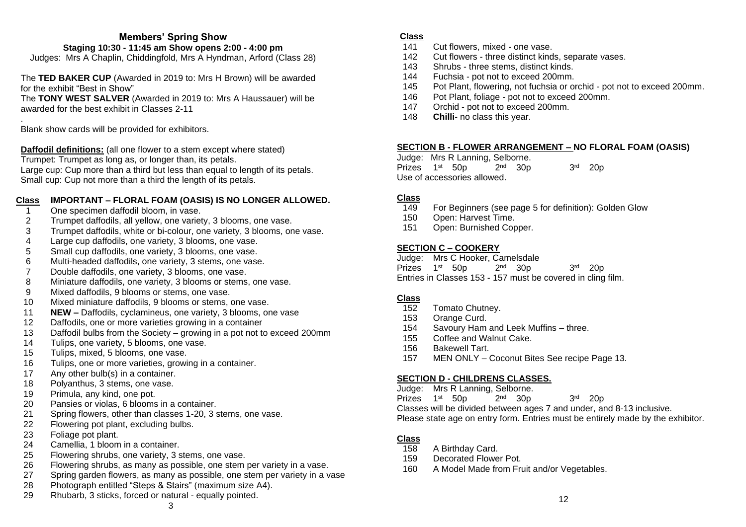## Members' Spring Show

**Staging 10:30 - 11:45 am Show opens 2:00 - 4:00 pm**

Judges: Mrs A Chaplin, Chiddingfold, Mrs A Hyndman, Arford (Class 28)

The **TED BAKER CUP** (Awarded in 2019 to: Mrs H Brown) will be awarded for the exhibit "Best in Show"

The **TONY WEST SALVER** (Awarded in 2019 to: Mrs A Haussauer) will be awarded for the best exhibit in Classes 2-11

.

Blank show cards will be provided for exhibitors.

**Daffodil definitions:** (all one flower to a stem except where stated)
Trumpet: Trumpet as long as, or longer than, its petals.
Large cup: Cup more than a third but less than equal to length of its petals.
Small cup: Cup not more than a third the length of its petals.

| Class | IMPORTANT – FLORAL FOAM (OASIS) IS NO LONGER ALLOWED. |
|---|---|
| 1 | One specimen daffodil bloom, in vase. |
| 2 | Trumpet daffodils, all yellow, one variety, 3 blooms, one vase. |
| 3 | Trumpet daffodils, white or bi-colour, one variety, 3 blooms, one vase. |
| 4 | Large cup daffodils, one variety, 3 blooms, one vase. |
| 5 | Small cup daffodils, one variety, 3 blooms, one vase. |
| 6 | Multi-headed daffodils, one variety, 3 stems, one vase. |
| 7 | Double daffodils, one variety, 3 blooms, one vase. |
| 8 | Miniature daffodils, one variety, 3 blooms or stems, one vase. |
| 9 | Mixed daffodils, 9 blooms or stems, one vase. |
| 10 | Mixed miniature daffodils, 9 blooms or stems, one vase. |
| 11 | **NEW –** Daffodils, cyclamineus, one variety, 3 blooms, one vase |
| 12 | Daffodils, one or more varieties growing in a container |
| 13 | Daffodil bulbs from the Society – growing in a pot not to exceed 200mm |
| 14 | Tulips, one variety, 5 blooms, one vase. |
| 15 | Tulips, mixed, 5 blooms, one vase. |
| 16 | Tulips, one or more varieties, growing in a container. |
| 17 | Any other bulb(s) in a container. |
| 18 | Polyanthus, 3 stems, one vase. |
| 19 | Primula, any kind, one pot. |
| 20 | Pansies or violas, 6 blooms in a container. |
| 21 | Spring flowers, other than classes 1-20, 3 stems, one vase. |
| 22 | Flowering pot plant, excluding bulbs. |
| 23 | Foliage pot plant. |
| 24 | Camellia, 1 bloom in a container. |
| 25 | Flowering shrubs, one variety, 3 stems, one vase. |
| 26 | Flowering shrubs, as many as possible, one stem per variety in a vase. |
| 27 | Spring garden flowers, as many as possible, one stem per variety in a vase |
| 28 | Photograph entitled "Steps & Stairs" (maximum size A4). |
| 29 | Rhubarb, 3 sticks, forced or natural - equally pointed. |

| Class | |
|---|---|
| 141 | Cut flowers, mixed - one vase. |
| 142 | Cut flowers - three distinct kinds, separate vases. |
| 143 | Shrubs - three stems, distinct kinds. |
| 144 | Fuchsia - pot not to exceed 200mm. |
| 145 | Pot Plant, flowering, not fuchsia or orchid - pot not to exceed 200mm. |
| 146 | Pot Plant, foliage - pot not to exceed 200mm. |
| 147 | Orchid - pot not to exceed 200mm. |
| 148 | **Chilli**- no class this year. |

### SECTION B - FLOWER ARRANGEMENT – NO FLORAL FOAM (OASIS)

Judge: Mrs R Lanning, Selborne.
Prizes 1st 50p 2nd 30p 3rd 20p
Use of accessories allowed.

| Class | |
|---|---|
| 149 | For Beginners (see page 5 for definition): Golden Glow |
| 150 | Open: Harvest Time. |
| 151 | Open: Burnished Copper. |

### SECTION C – COOKERY

Judge: Mrs C Hooker, Camelsdale
Prizes 1st 50p 2nd 30p 3rd 20p
Entries in Classes 153 - 157 must be covered in cling film.

| Class | |
|---|---|
| 152 | Tomato Chutney. |
| 153 | Orange Curd. |
| 154 | Savoury Ham and Leek Muffins – three. |
| 155 | Coffee and Walnut Cake. |
| 156 | Bakewell Tart. |
| 157 | MEN ONLY – Coconut Bites See recipe Page 13. |

### SECTION D - CHILDRENS CLASSES.

Judge: Mrs R Lanning, Selborne.
Prizes 1st 50p 2nd 30p 3rd 20p
Classes will be divided between ages 7 and under, and 8-13 inclusive.
Please state age on entry form. Entries must be entirely made by the exhibitor.

| Class | |
|---|---|
| 158 | A Birthday Card. |
| 159 | Decorated Flower Pot. |
| 160 | A Model Made from Fruit and/or Vegetables. |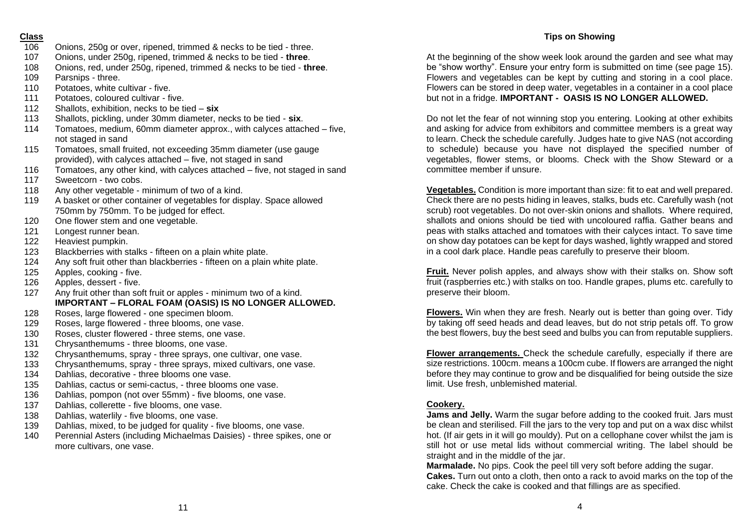**Class**

106 Onions, 250g or over, ripened, trimmed & necks to be tied - three.
107 Onions, under 250g, ripened, trimmed & necks to be tied - **three**.
108 Onions, red, under 250g, ripened, trimmed & necks to be tied - **three**.
109 Parsnips - three.
110 Potatoes, white cultivar - five.
111 Potatoes, coloured cultivar - five.
112 Shallots, exhibition, necks to be tied – **six**
113 Shallots, pickling, under 30mm diameter, necks to be tied - **six**.
114 Tomatoes, medium, 60mm diameter approx., with calyces attached – five, not staged in sand
115 Tomatoes, small fruited, not exceeding 35mm diameter (use gauge provided), with calyces attached – five, not staged in sand
116 Tomatoes, any other kind, with calyces attached – five, not staged in sand
117 Sweetcorn - two cobs.
118 Any other vegetable - minimum of two of a kind.
119 A basket or other container of vegetables for display. Space allowed 750mm by 750mm. To be judged for effect.
120 One flower stem and one vegetable.
121 Longest runner bean.
122 Heaviest pumpkin.
123 Blackberries with stalks - fifteen on a plain white plate.
124 Any soft fruit other than blackberries - fifteen on a plain white plate.
125 Apples, cooking - five.
126 Apples, dessert - five.
127 Any fruit other than soft fruit or apples - minimum two of a kind.

**IMPORTANT – FLORAL FOAM (OASIS) IS NO LONGER ALLOWED.**

128 Roses, large flowered - one specimen bloom.
129 Roses, large flowered - three blooms, one vase.
130 Roses, cluster flowered - three stems, one vase.
131 Chrysanthemums - three blooms, one vase.
132 Chrysanthemums, spray - three sprays, one cultivar, one vase.
133 Chrysanthemums, spray - three sprays, mixed cultivars, one vase.
134 Dahlias, decorative - three blooms one vase.
135 Dahlias, cactus or semi-cactus, - three blooms one vase.
136 Dahlias, pompon (not over 55mm) - five blooms, one vase.
137 Dahlias, collerette - five blooms, one vase.
138 Dahlias, waterlily - five blooms, one vase.
139 Dahlias, mixed, to be judged for quality - five blooms, one vase.
140 Perennial Asters (including Michaelmas Daisies) - three spikes, one or more cultivars, one vase.

## Tips on Showing

At the beginning of the show week look around the garden and see what may be "show worthy". Ensure your entry form is submitted on time (see page 15). Flowers and vegetables can be kept by cutting and storing in a cool place. Flowers can be stored in deep water, vegetables in a container in a cool place but not in a fridge. **IMPORTANT - OASIS IS NO LONGER ALLOWED.**

Do not let the fear of not winning stop you entering. Looking at other exhibits and asking for advice from exhibitors and committee members is a great way to learn. Check the schedule carefully. Judges hate to give NAS (not according to schedule) because you have not displayed the specified number of vegetables, flower stems, or blooms. Check with the Show Steward or a committee member if unsure.

**Vegetables.** Condition is more important than size: fit to eat and well prepared. Check there are no pests hiding in leaves, stalks, buds etc. Carefully wash (not scrub) root vegetables. Do not over-skin onions and shallots. Where required, shallots and onions should be tied with uncoloured raffia. Gather beans and peas with stalks attached and tomatoes with their calyces intact. To save time on show day potatoes can be kept for days washed, lightly wrapped and stored in a cool dark place. Handle peas carefully to preserve their bloom.

**Fruit.** Never polish apples, and always show with their stalks on. Show soft fruit (raspberries etc.) with stalks on too. Handle grapes, plums etc. carefully to preserve their bloom.

**Flowers.** Win when they are fresh. Nearly out is better than going over. Tidy by taking off seed heads and dead leaves, but do not strip petals off. To grow the best flowers, buy the best seed and bulbs you can from reputable suppliers.

**Flower arrangements.** Check the schedule carefully, especially if there are size restrictions. 100cm. means a 100cm cube. If flowers are arranged the night before they may continue to grow and be disqualified for being outside the size limit. Use fresh, unblemished material.

**Cookery.**

**Jams and Jelly.** Warm the sugar before adding to the cooked fruit. Jars must be clean and sterilised. Fill the jars to the very top and put on a wax disc whilst hot. (If air gets in it will go mouldy). Put on a cellophane cover whilst the jam is still hot or use metal lids without commercial writing. The label should be straight and in the middle of the jar.

**Marmalade.** No pips. Cook the peel till very soft before adding the sugar.

**Cakes.** Turn out onto a cloth, then onto a rack to avoid marks on the top of the cake. Check the cake is cooked and that fillings are as specified.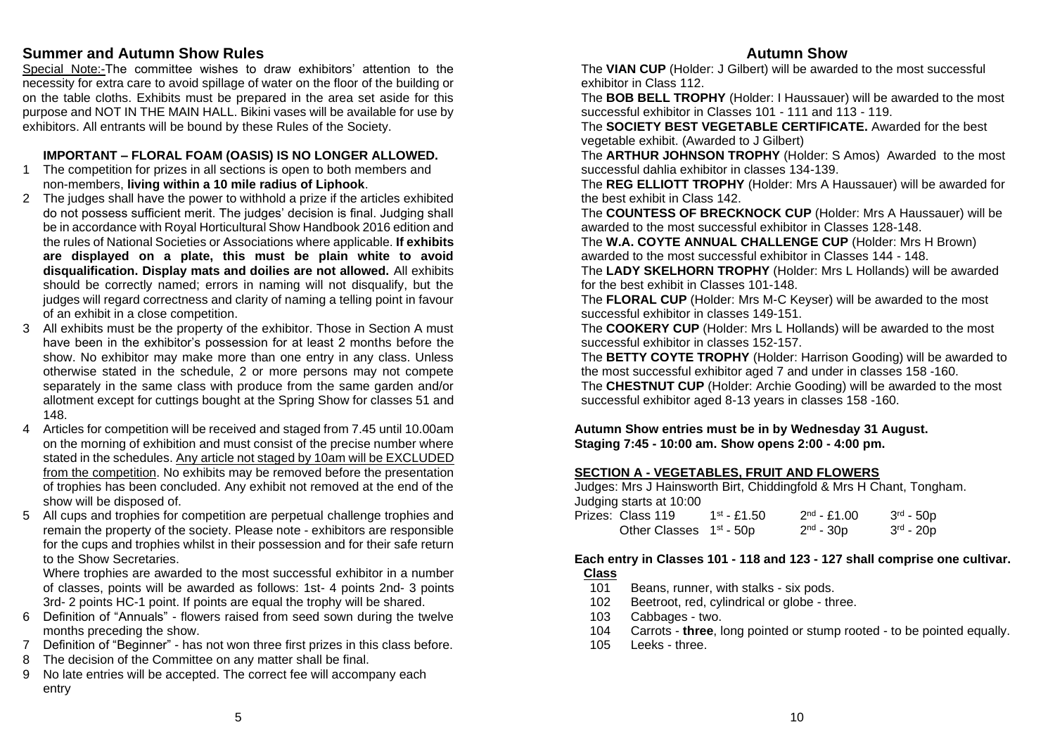## Summer and Autumn Show Rules

Special Note:-The committee wishes to draw exhibitors' attention to the necessity for extra care to avoid spillage of water on the floor of the building or on the table cloths. Exhibits must be prepared in the area set aside for this purpose and NOT IN THE MAIN HALL. Bikini vases will be available for use by exhibitors. All entrants will be bound by these Rules of the Society.

**IMPORTANT – FLORAL FOAM (OASIS) IS NO LONGER ALLOWED.**

1. The competition for prizes in all sections is open to both members and non-members, **living within a 10 mile radius of Liphook**.
2. The judges shall have the power to withhold a prize if the articles exhibited do not possess sufficient merit. The judges' decision is final. Judging shall be in accordance with Royal Horticultural Show Handbook 2016 edition and the rules of National Societies or Associations where applicable. **If exhibits are displayed on a plate, this must be plain white to avoid disqualification. Display mats and doilies are not allowed.** All exhibits should be correctly named; errors in naming will not disqualify, but the judges will regard correctness and clarity of naming a telling point in favour of an exhibit in a close competition.
3. All exhibits must be the property of the exhibitor. Those in Section A must have been in the exhibitor's possession for at least 2 months before the show. No exhibitor may make more than one entry in any class. Unless otherwise stated in the schedule, 2 or more persons may not compete separately in the same class with produce from the same garden and/or allotment except for cuttings bought at the Spring Show for classes 51 and 148.
4. Articles for competition will be received and staged from 7.45 until 10.00am on the morning of exhibition and must consist of the precise number where stated in the schedules. Any article not staged by 10am will be EXCLUDED from the competition. No exhibits may be removed before the presentation of trophies has been concluded. Any exhibit not removed at the end of the show will be disposed of.
5. All cups and trophies for competition are perpetual challenge trophies and remain the property of the society. Please note - exhibitors are responsible for the cups and trophies whilst in their possession and for their safe return to the Show Secretaries.
   Where trophies are awarded to the most successful exhibitor in a number of classes, points will be awarded as follows: 1st- 4 points 2nd- 3 points 3rd- 2 points HC-1 point. If points are equal the trophy will be shared.
6. Definition of "Annuals" - flowers raised from seed sown during the twelve months preceding the show.
7. Definition of "Beginner" - has not won three first prizes in this class before.
8. The decision of the Committee on any matter shall be final.
9. No late entries will be accepted. The correct fee will accompany each entry

## Autumn Show

The **VIAN CUP** (Holder: J Gilbert) will be awarded to the most successful exhibitor in Class 112.

The **BOB BELL TROPHY** (Holder: I Haussauer) will be awarded to the most successful exhibitor in Classes 101 - 111 and 113 - 119.

The **SOCIETY BEST VEGETABLE CERTIFICATE.** Awarded for the best vegetable exhibit. (Awarded to J Gilbert)

The **ARTHUR JOHNSON TROPHY** (Holder: S Amos) Awarded to the most successful dahlia exhibitor in classes 134-139.

The **REG ELLIOTT TROPHY** (Holder: Mrs A Haussauer) will be awarded for the best exhibit in Class 142.

The **COUNTESS OF BRECKNOCK CUP** (Holder: Mrs A Haussauer) will be awarded to the most successful exhibitor in Classes 128-148.

The **W.A. COYTE ANNUAL CHALLENGE CUP** (Holder: Mrs H Brown) awarded to the most successful exhibitor in Classes 144 - 148.

The **LADY SKELHORN TROPHY** (Holder: Mrs L Hollands) will be awarded for the best exhibit in Classes 101-148.

The **FLORAL CUP** (Holder: Mrs M-C Keyser) will be awarded to the most successful exhibitor in classes 149-151.

The **COOKERY CUP** (Holder: Mrs L Hollands) will be awarded to the most successful exhibitor in classes 152-157.

The **BETTY COYTE TROPHY** (Holder: Harrison Gooding) will be awarded to the most successful exhibitor aged 7 and under in classes 158 -160.

The **CHESTNUT CUP** (Holder: Archie Gooding) will be awarded to the most successful exhibitor aged 8-13 years in classes 158 -160.

**Autumn Show entries must be in by Wednesday 31 August.**
**Staging 7:45 - 10:00 am. Show opens 2:00 - 4:00 pm.**

### SECTION A - VEGETABLES, FRUIT AND FLOWERS

Judges: Mrs J Hainsworth Birt, Chiddingfold & Mrs H Chant, Tongham.
Judging starts at 10:00

| Prizes: | | | |
|---|---|---|---|
| Class 119 | 1st - £1.50 | 2nd - £1.00 | 3rd - 50p |
| Other Classes | 1st - 50p | 2nd - 30p | 3rd - 20p |

**Each entry in Classes 101 - 118 and 123 - 127 shall comprise one cultivar.**

**Class**

- 101 Beans, runner, with stalks - six pods.
- 102 Beetroot, red, cylindrical or globe - three.
- 103 Cabbages - two.
- 104 Carrots - **three**, long pointed or stump rooted - to be pointed equally.
- 105 Leeks - three.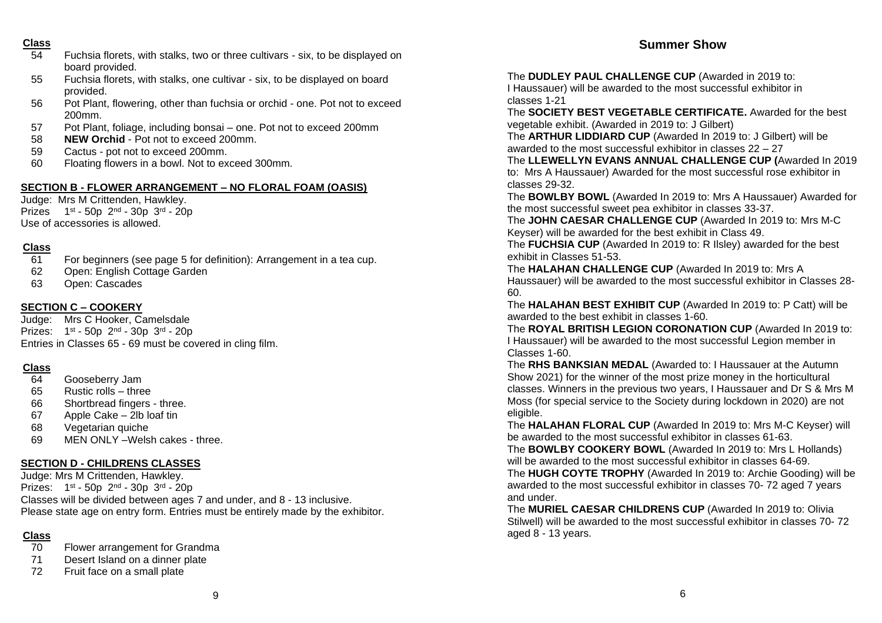**Class**

- 54 Fuchsia florets, with stalks, two or three cultivars - six, to be displayed on board provided.
- 55 Fuchsia florets, with stalks, one cultivar - six, to be displayed on board provided.
- 56 Pot Plant, flowering, other than fuchsia or orchid - one. Pot not to exceed 200mm.
- 57 Pot Plant, foliage, including bonsai – one. Pot not to exceed 200mm
- 58 **NEW Orchid** - Pot not to exceed 200mm.
- 59 Cactus - pot not to exceed 200mm.
- 60 Floating flowers in a bowl. Not to exceed 300mm.

## SECTION B - FLOWER ARRANGEMENT – NO FLORAL FOAM (OASIS)

Judge: Mrs M Crittenden, Hawkley.
Prizes 1st - 50p 2nd - 30p 3rd - 20p
Use of accessories is allowed.

**Class**

- 61 For beginners (see page 5 for definition): Arrangement in a tea cup.
- 62 Open: English Cottage Garden
- 63 Open: Cascades

## SECTION C – COOKERY

Judge: Mrs C Hooker, Camelsdale
Prizes: 1st - 50p 2nd - 30p 3rd - 20p
Entries in Classes 65 - 69 must be covered in cling film.

**Class**

- 64 Gooseberry Jam
- 65 Rustic rolls – three
- 66 Shortbread fingers - three.
- 67 Apple Cake – 2lb loaf tin
- 68 Vegetarian quiche
- 69 MEN ONLY –Welsh cakes - three.

## SECTION D - CHILDRENS CLASSES

Judge: Mrs M Crittenden, Hawkley.
Prizes: 1st - 50p 2nd - 30p 3rd - 20p
Classes will be divided between ages 7 and under, and 8 - 13 inclusive.
Please state age on entry form. Entries must be entirely made by the exhibitor.

**Class**

- 70 Flower arrangement for Grandma
- 71 Desert Island on a dinner plate
- 72 Fruit face on a small plate

## Summer Show

The **DUDLEY PAUL CHALLENGE CUP** (Awarded in 2019 to: I Haussauer) will be awarded to the most successful exhibitor in classes 1-21

The **SOCIETY BEST VEGETABLE CERTIFICATE.** Awarded for the best vegetable exhibit. (Awarded in 2019 to: J Gilbert)

The **ARTHUR LIDDIARD CUP** (Awarded In 2019 to: J Gilbert) will be awarded to the most successful exhibitor in classes 22 – 27

The **LLEWELLYN EVANS ANNUAL CHALLENGE CUP (**Awarded In 2019 to: Mrs A Haussauer) Awarded for the most successful rose exhibitor in classes 29-32.

The **BOWLBY BOWL** (Awarded In 2019 to: Mrs A Haussauer) Awarded for the most successful sweet pea exhibitor in classes 33-37.

The **JOHN CAESAR CHALLENGE CUP** (Awarded In 2019 to: Mrs M-C Keyser) will be awarded for the best exhibit in Class 49.

The **FUCHSIA CUP** (Awarded In 2019 to: R Ilsley) awarded for the best exhibit in Classes 51-53.

The **HALAHAN CHALLENGE CUP** (Awarded In 2019 to: Mrs A Haussauer) will be awarded to the most successful exhibitor in Classes 28-60.

The **HALAHAN BEST EXHIBIT CUP** (Awarded In 2019 to: P Catt) will be awarded to the best exhibit in classes 1-60.

The **ROYAL BRITISH LEGION CORONATION CUP** (Awarded In 2019 to: I Haussauer) will be awarded to the most successful Legion member in Classes 1-60.

The **RHS BANKSIAN MEDAL** (Awarded to: I Haussauer at the Autumn Show 2021) for the winner of the most prize money in the horticultural classes. Winners in the previous two years, I Haussauer and Dr S & Mrs M Moss (for special service to the Society during lockdown in 2020) are not eligible.

The **HALAHAN FLORAL CUP** (Awarded In 2019 to: Mrs M-C Keyser) will be awarded to the most successful exhibitor in classes 61-63.

The **BOWLBY COOKERY BOWL** (Awarded In 2019 to: Mrs L Hollands) will be awarded to the most successful exhibitor in classes 64-69.

The **HUGH COYTE TROPHY** (Awarded In 2019 to: Archie Gooding) will be awarded to the most successful exhibitor in classes 70- 72 aged 7 years and under.

The **MURIEL CAESAR CHILDRENS CUP** (Awarded In 2019 to: Olivia Stilwell) will be awarded to the most successful exhibitor in classes 70- 72 aged 8 - 13 years.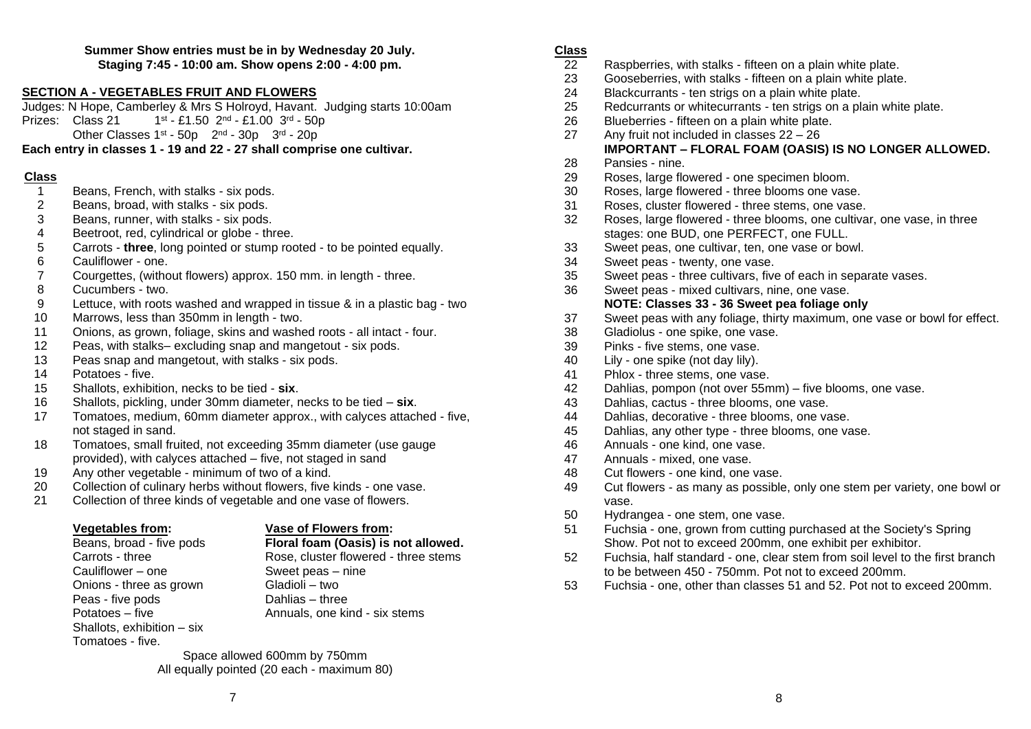**Summer Show entries must be in by Wednesday 20 July.**
**Staging 7:45 - 10:00 am. Show opens 2:00 - 4:00 pm.**

## SECTION A - VEGETABLES FRUIT AND FLOWERS

Judges: N Hope, Camberley & Mrs S Holroyd, Havant. Judging starts 10:00am

Prizes: Class 21 1st - £1.50 2nd - £1.00 3rd - 50p

Other Classes 1st - 50p 2nd - 30p 3rd - 20p

**Each entry in classes 1 - 19 and 22 - 27 shall comprise one cultivar.**

**Class**

1. Beans, French, with stalks - six pods.
2. Beans, broad, with stalks - six pods.
3. Beans, runner, with stalks - six pods.
4. Beetroot, red, cylindrical or globe - three.
5. Carrots - **three**, long pointed or stump rooted - to be pointed equally.
6. Cauliflower - one.
7. Courgettes, (without flowers) approx. 150 mm. in length - three.
8. Cucumbers - two.
9. Lettuce, with roots washed and wrapped in tissue & in a plastic bag - two
10. Marrows, less than 350mm in length - two.
11. Onions, as grown, foliage, skins and washed roots - all intact - four.
12. Peas, with stalks– excluding snap and mangetout - six pods.
13. Peas snap and mangetout, with stalks - six pods.
14. Potatoes - five.
15. Shallots, exhibition, necks to be tied - **six**.
16. Shallots, pickling, under 30mm diameter, necks to be tied – **six**.
17. Tomatoes, medium, 60mm diameter approx., with calyces attached - five, not staged in sand.
18. Tomatoes, small fruited, not exceeding 35mm diameter (use gauge provided), with calyces attached – five, not staged in sand
19. Any other vegetable - minimum of two of a kind.
20. Collection of culinary herbs without flowers, five kinds - one vase.
21. Collection of three kinds of vegetable and one vase of flowers.

| **Vegetables from:** | **Vase of Flowers from:** |
|---|---|
| Beans, broad - five pods | **Floral foam (Oasis) is not allowed.** |
| Carrots - three | Rose, cluster flowered - three stems |
| Cauliflower – one | Sweet peas – nine |
| Onions - three as grown | Gladioli – two |
| Peas - five pods | Dahlias – three |
| Potatoes – five | Annuals, one kind - six stems |
| Shallots, exhibition – six | |
| Tomatoes - five. | |

Space allowed 600mm by 750mm
All equally pointed (20 each - maximum 80)

**Class**

22. Raspberries, with stalks - fifteen on a plain white plate.
23. Gooseberries, with stalks - fifteen on a plain white plate.
24. Blackcurrants - ten strigs on a plain white plate.
25. Redcurrants or whitecurrants - ten strigs on a plain white plate.
26. Blueberries - fifteen on a plain white plate.
27. Any fruit not included in classes 22 – 26

**IMPORTANT – FLORAL FOAM (OASIS) IS NO LONGER ALLOWED.**

28. Pansies - nine.
29. Roses, large flowered - one specimen bloom.
30. Roses, large flowered - three blooms one vase.
31. Roses, cluster flowered - three stems, one vase.
32. Roses, large flowered - three blooms, one cultivar, one vase, in three stages: one BUD, one PERFECT, one FULL.
33. Sweet peas, one cultivar, ten, one vase or bowl.
34. Sweet peas - twenty, one vase.
35. Sweet peas - three cultivars, five of each in separate vases.
36. Sweet peas - mixed cultivars, nine, one vase.

**NOTE: Classes 33 - 36 Sweet pea foliage only**

37. Sweet peas with any foliage, thirty maximum, one vase or bowl for effect.
38. Gladiolus - one spike, one vase.
39. Pinks - five stems, one vase.
40. Lily - one spike (not day lily).
41. Phlox - three stems, one vase.
42. Dahlias, pompon (not over 55mm) – five blooms, one vase.
43. Dahlias, cactus - three blooms, one vase.
44. Dahlias, decorative - three blooms, one vase.
45. Dahlias, any other type - three blooms, one vase.
46. Annuals - one kind, one vase.
47. Annuals - mixed, one vase.
48. Cut flowers - one kind, one vase.
49. Cut flowers - as many as possible, only one stem per variety, one bowl or vase.
50. Hydrangea - one stem, one vase.
51. Fuchsia - one, grown from cutting purchased at the Society's Spring Show. Pot not to exceed 200mm, one exhibit per exhibitor.
52. Fuchsia, half standard - one, clear stem from soil level to the first branch to be between 450 - 750mm. Pot not to exceed 200mm.
53. Fuchsia - one, other than classes 51 and 52. Pot not to exceed 200mm.